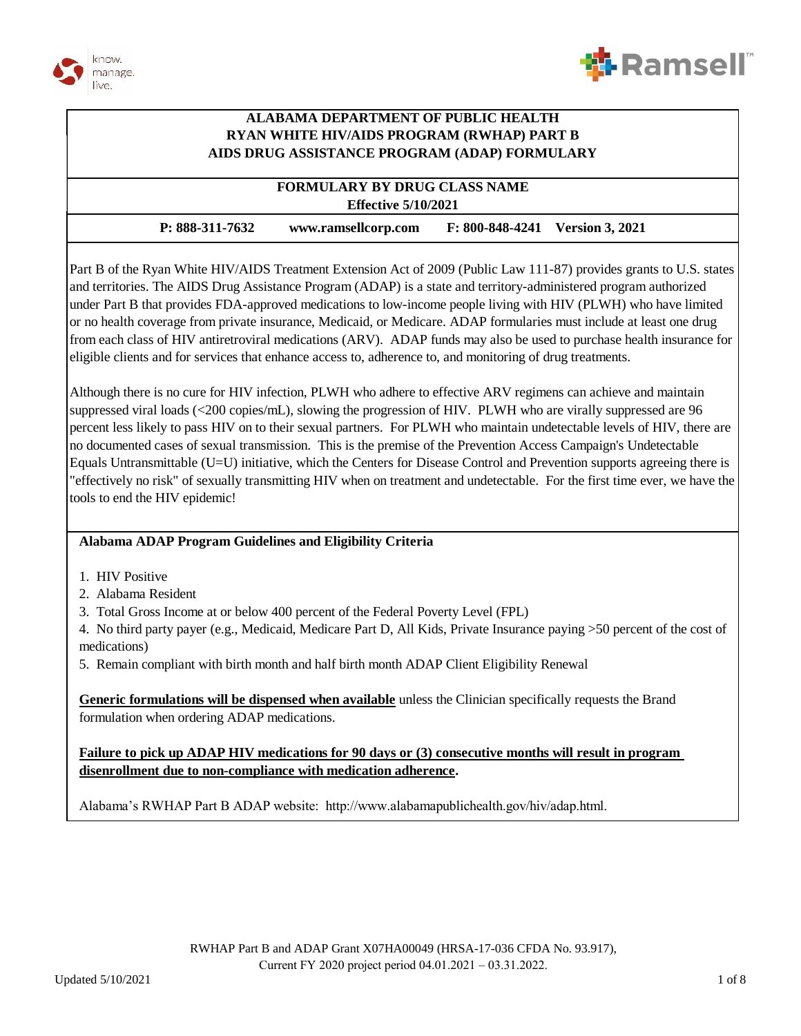# ALABAMA DEPARTMENT OF PUBLIC HEALTH
# RYAN WHITE HIV/AIDS PROGRAM (RWHAP) PART B
# AIDS DRUG ASSISTANCE PROGRAM (ADAP) FORMULARY

## FORMULARY BY DRUG CLASS NAME

**Effective 5/10/2021**

**P: 888-311-7632 www.ramsellcorp.com F: 800-848-4241 Version 3, 2021**

Part B of the Ryan White HIV/AIDS Treatment Extension Act of 2009 (Public Law 111-87) provides grants to U.S. states and territories. The AIDS Drug Assistance Program (ADAP) is a state and territory-administered program authorized under Part B that provides FDA-approved medications to low-income people living with HIV (PLWH) who have limited or no health coverage from private insurance, Medicaid, or Medicare. ADAP formularies must include at least one drug from each class of HIV antiretroviral medications (ARV). ADAP funds may also be used to purchase health insurance for eligible clients and for services that enhance access to, adherence to, and monitoring of drug treatments.

Although there is no cure for HIV infection, PLWH who adhere to effective ARV regimens can achieve and maintain suppressed viral loads (<200 copies/mL), slowing the progression of HIV. PLWH who are virally suppressed are 96 percent less likely to pass HIV on to their sexual partners. For PLWH who maintain undetectable levels of HIV, there are no documented cases of sexual transmission. This is the premise of the Prevention Access Campaign's Undetectable Equals Untransmittable (U=U) initiative, which the Centers for Disease Control and Prevention supports agreeing there is "effectively no risk" of sexually transmitting HIV when on treatment and undetectable. For the first time ever, we have the tools to end the HIV epidemic!

### Alabama ADAP Program Guidelines and Eligibility Criteria

1. HIV Positive
2. Alabama Resident
3. Total Gross Income at or below 400 percent of the Federal Poverty Level (FPL)
4. No third party payer (e.g., Medicaid, Medicare Part D, All Kids, Private Insurance paying >50 percent of the cost of medications)
5. Remain compliant with birth month and half birth month ADAP Client Eligibility Renewal

**Generic formulations will be dispensed when available** unless the Clinician specifically requests the Brand formulation when ordering ADAP medications.

**Failure to pick up ADAP HIV medications for 90 days or (3) consecutive months will result in program disenrollment due to non-compliance with medication adherence.**

Alabama's RWHAP Part B ADAP website: http://www.alabamapublichealth.gov/hiv/adap.html.

RWHAP Part B and ADAP Grant X07HA00049 (HRSA-17-036 CFDA No. 93.917), Current FY 2020 project period 04.01.2021 – 03.31.2022.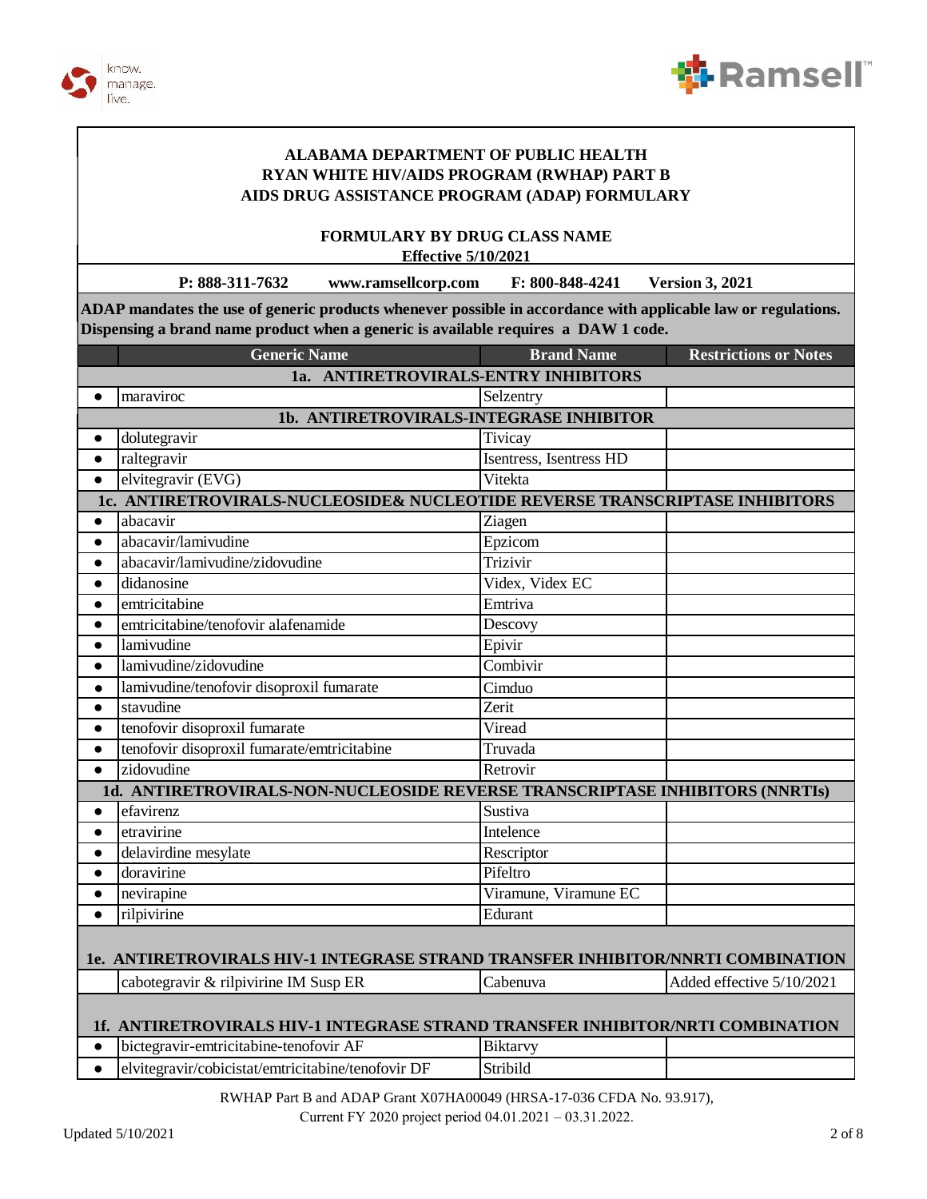**ALABAMA DEPARTMENT OF PUBLIC HEALTH**
**RYAN WHITE HIV/AIDS PROGRAM (RWHAP) PART B**
**AIDS DRUG ASSISTANCE PROGRAM (ADAP) FORMULARY**

**FORMULARY BY DRUG CLASS NAME**
**Effective 5/10/2021**

**P: 888-311-7632 www.ramsellcorp.com F: 800-848-4241 Version 3, 2021**

**ADAP mandates the use of generic products whenever possible in accordance with applicable law or regulations. Dispensing a brand name product when a generic is available requires a DAW 1 code.**

| | Generic Name | Brand Name | Restrictions or Notes |
|---|---|---|---|
| | **1a. ANTIRETROVIRALS-ENTRY INHIBITORS** | | |
| ● | maraviroc | Selzentry | |
| | **1b. ANTIRETROVIRALS-INTEGRASE INHIBITOR** | | |
| ● | dolutegravir | Tivicay | |
| ● | raltegravir | Isentress, Isentress HD | |
| ● | elvitegravir (EVG) | Vitekta | |
| | **1c. ANTIRETROVIRALS-NUCLEOSIDE& NUCLEOTIDE REVERSE TRANSCRIPTASE INHIBITORS** | | |
| ● | abacavir | Ziagen | |
| ● | abacavir/lamivudine | Epzicom | |
| ● | abacavir/lamivudine/zidovudine | Trizivir | |
| ● | didanosine | Videx, Videx EC | |
| ● | emtricitabine | Emtriva | |
| ● | emtricitabine/tenofovir alafenamide | Descovy | |
| ● | lamivudine | Epivir | |
| ● | lamivudine/zidovudine | Combivir | |
| ● | lamivudine/tenofovir disoproxil fumarate | Cimduo | |
| ● | stavudine | Zerit | |
| ● | tenofovir disoproxil fumarate | Viread | |
| ● | tenofovir disoproxil fumarate/emtricitabine | Truvada | |
| ● | zidovudine | Retrovir | |
| | **1d. ANTIRETROVIRALS-NON-NUCLEOSIDE REVERSE TRANSCRIPTASE INHIBITORS (NNRTIs)** | | |
| ● | efavirenz | Sustiva | |
| ● | etravirine | Intelence | |
| ● | delavirdine mesylate | Rescriptor | |
| ● | doravirine | Pifeltro | |
| ● | nevirapine | Viramune, Viramune EC | |
| ● | rilpivirine | Edurant | |
| | **1e. ANTIRETROVIRALS HIV-1 INTEGRASE STRAND TRANSFER INHIBITOR/NNRTI COMBINATION** | | |
| | cabotegravir & rilpivirine IM Susp ER | Cabenuva | Added effective 5/10/2021 |
| | **1f. ANTIRETROVIRALS HIV-1 INTEGRASE STRAND TRANSFER INHIBITOR/NRTI COMBINATION** | | |
| ● | bictegravir-emtricitabine-tenofovir AF | Biktarvy | |
| ● | elvitegravir/cobicistat/emtricitabine/tenofovir DF | Stribild | |

RWHAP Part B and ADAP Grant X07HA00049 (HRSA-17-036 CFDA No. 93.917),
Current FY 2020 project period 04.01.2021 – 03.31.2022.

Updated 5/10/2021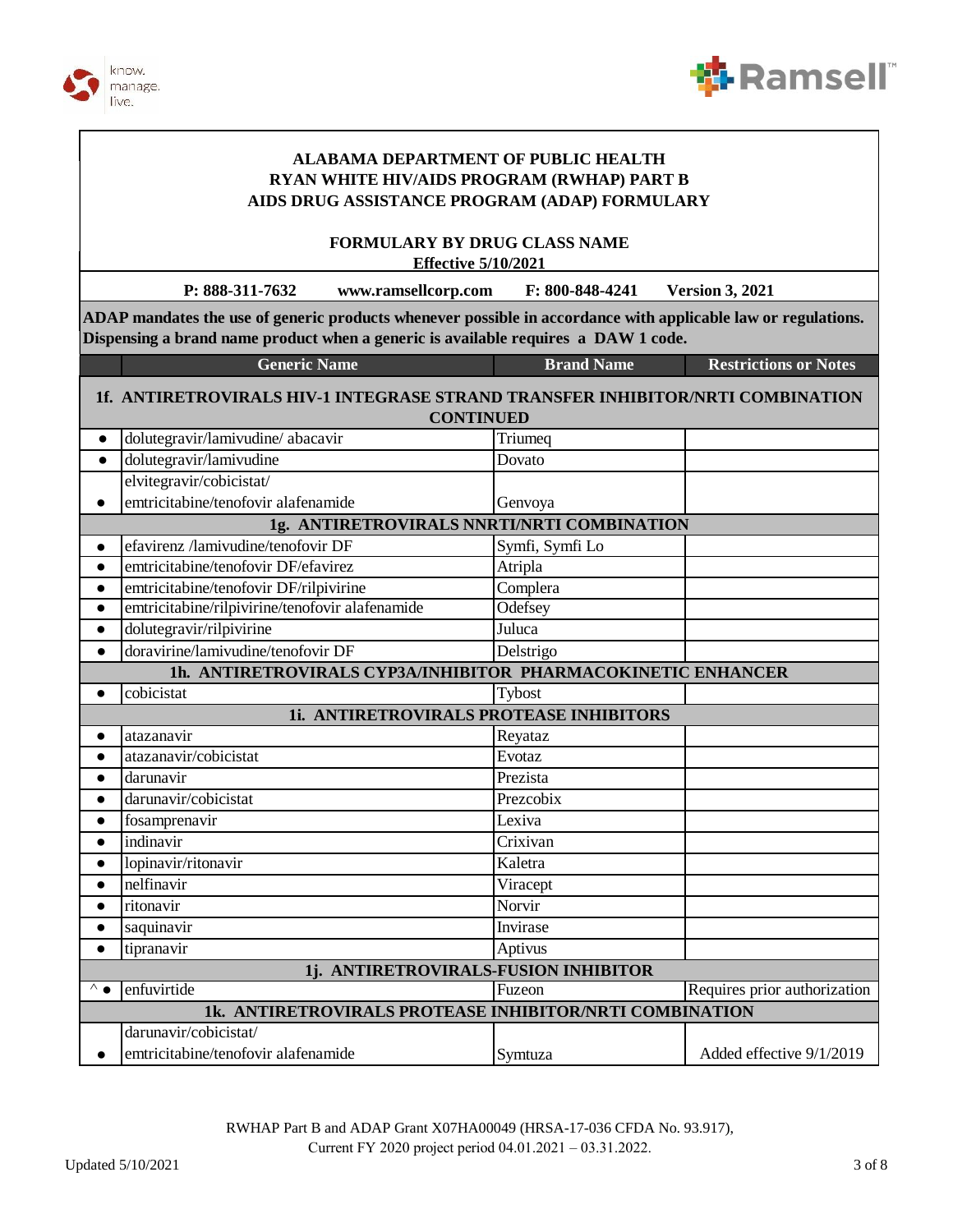**ALABAMA DEPARTMENT OF PUBLIC HEALTH**
**RYAN WHITE HIV/AIDS PROGRAM (RWHAP) PART B**
**AIDS DRUG ASSISTANCE PROGRAM (ADAP) FORMULARY**

**FORMULARY BY DRUG CLASS NAME**
**Effective 5/10/2021**

**P: 888-311-7632** **www.ramsellcorp.com** **F: 800-848-4241** **Version 3, 2021**

**ADAP mandates the use of generic products whenever possible in accordance with applicable law or regulations. Dispensing a brand name product when a generic is available requires a DAW 1 code.**

| | Generic Name | Brand Name | Restrictions or Notes |
|---|---|---|---|
| | **1f. ANTIRETROVIRALS HIV-1 INTEGRASE STRAND TRANSFER INHIBITOR/NRTI COMBINATION CONTINUED** | | |
| ● | dolutegravir/lamivudine/ abacavir | Triumeq | |
| ● | dolutegravir/lamivudine | Dovato | |
| ● | elvitegravir/cobicistat/ emtricitabine/tenofovir alafenamide | Genvoya | |
| | **1g. ANTIRETROVIRALS NNRTI/NRTI COMBINATION** | | |
| ● | efavirenz /lamivudine/tenofovir DF | Symfi, Symfi Lo | |
| ● | emtricitabine/tenofovir DF/efavirez | Atripla | |
| ● | emtricitabine/tenofovir DF/rilpivirine | Complera | |
| ● | emtricitabine/rilpivirine/tenofovir alafenamide | Odefsey | |
| ● | dolutegravir/rilpivirine | Juluca | |
| ● | doravirine/lamivudine/tenofovir DF | Delstrigo | |
| | **1h. ANTIRETROVIRALS CYP3A/INHIBITOR PHARMACOKINETIC ENHANCER** | | |
| ● | cobicistat | Tybost | |
| | **1i. ANTIRETROVIRALS PROTEASE INHIBITORS** | | |
| ● | atazanavir | Reyataz | |
| ● | atazanavir/cobicistat | Evotaz | |
| ● | darunavir | Prezista | |
| ● | darunavir/cobicistat | Prezcobix | |
| ● | fosamprenavir | Lexiva | |
| ● | indinavir | Crixivan | |
| ● | lopinavir/ritonavir | Kaletra | |
| ● | nelfinavir | Viracept | |
| ● | ritonavir | Norvir | |
| ● | saquinavir | Invirase | |
| ● | tipranavir | Aptivus | |
| | **1j. ANTIRETROVIRALS-FUSION INHIBITOR** | | |
| ^ ● | enfuvirtide | Fuzeon | Requires prior authorization |
| | **1k. ANTIRETROVIRALS PROTEASE INHIBITOR/NRTI COMBINATION** | | |
| ● | darunavir/cobicistat/ emtricitabine/tenofovir alafenamide | Symtuza | Added effective 9/1/2019 |

RWHAP Part B and ADAP Grant X07HA00049 (HRSA-17-036 CFDA No. 93.917),
Current FY 2020 project period 04.01.2021 – 03.31.2022.

Updated 5/10/2021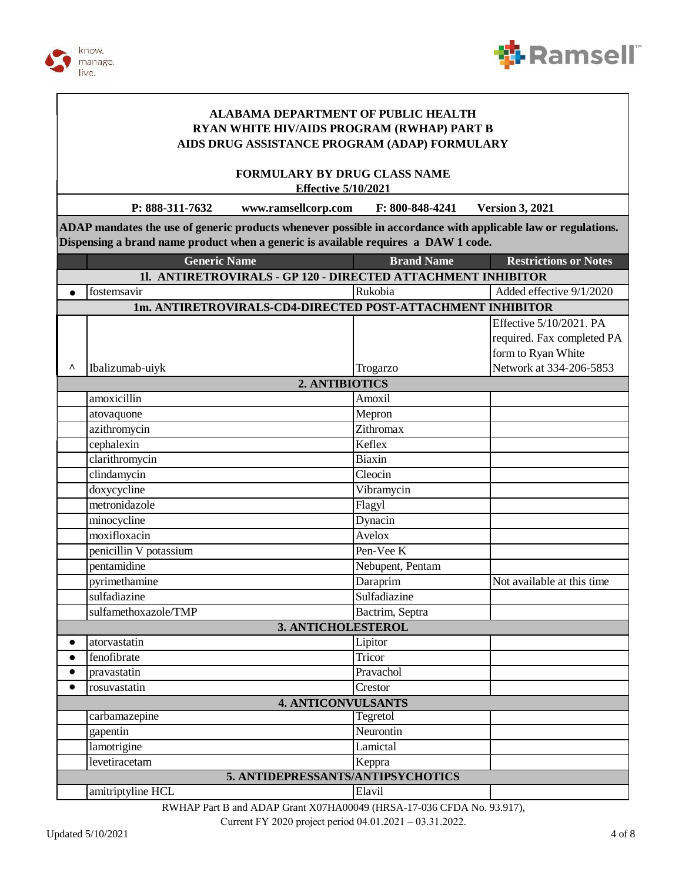# ALABAMA DEPARTMENT OF PUBLIC HEALTH
# RYAN WHITE HIV/AIDS PROGRAM (RWHAP) PART B
# AIDS DRUG ASSISTANCE PROGRAM (ADAP) FORMULARY

## FORMULARY BY DRUG CLASS NAME

**Effective 5/10/2021**

**P: 888-311-7632 www.ramsellcorp.com F: 800-848-4241 Version 3, 2021**

**ADAP mandates the use of generic products whenever possible in accordance with applicable law or regulations. Dispensing a brand name product when a generic is available requires a DAW 1 code.**

| | Generic Name | Brand Name | Restrictions or Notes |
|---|---|---|---|
| | **1l. ANTIRETROVIRALS - GP 120 - DIRECTED ATTACHMENT INHIBITOR** | | |
| ● | fostemsavir | Rukobia | Added effective 9/1/2020 |
| | **1m. ANTIRETROVIRALS-CD4-DIRECTED POST-ATTACHMENT INHIBITOR** | | |
| ^ | Ibalizumab-uiyk | Trogarzo | Effective 5/10/2021. PA required. Fax completed PA form to Ryan White Network at 334-206-5853 |
| | **2. ANTIBIOTICS** | | |
| | amoxicillin | Amoxil | |
| | atovaquone | Mepron | |
| | azithromycin | Zithromax | |
| | cephalexin | Keflex | |
| | clarithromycin | Biaxin | |
| | clindamycin | Cleocin | |
| | doxycycline | Vibramycin | |
| | metronidazole | Flagyl | |
| | minocycline | Dynacin | |
| | moxifloxacin | Avelox | |
| | penicillin V potassium | Pen-Vee K | |
| | pentamidine | Nebupent, Pentam | |
| | pyrimethamine | Daraprim | Not available at this time |
| | sulfadiazine | Sulfadiazine | |
| | sulfamethoxazole/TMP | Bactrim, Septra | |
| | **3. ANTICHOLESTEROL** | | |
| ● | atorvastatin | Lipitor | |
| ● | fenofibrate | Tricor | |
| ● | pravastatin | Pravachol | |
| ● | rosuvastatin | Crestor | |
| | **4. ANTICONVULSANTS** | | |
| | carbamazepine | Tegretol | |
| | gapentin | Neurontin | |
| | lamotrigine | Lamictal | |
| | levetiracetam | Keppra | |
| | **5. ANTIDEPRESSANTS/ANTIPSYCHOTICS** | | |
| | amitriptyline HCL | Elavil | |

RWHAP Part B and ADAP Grant X07HA00049 (HRSA-17-036 CFDA No. 93.917),
Current FY 2020 project period 04.01.2021 – 03.31.2022.

Updated 5/10/2021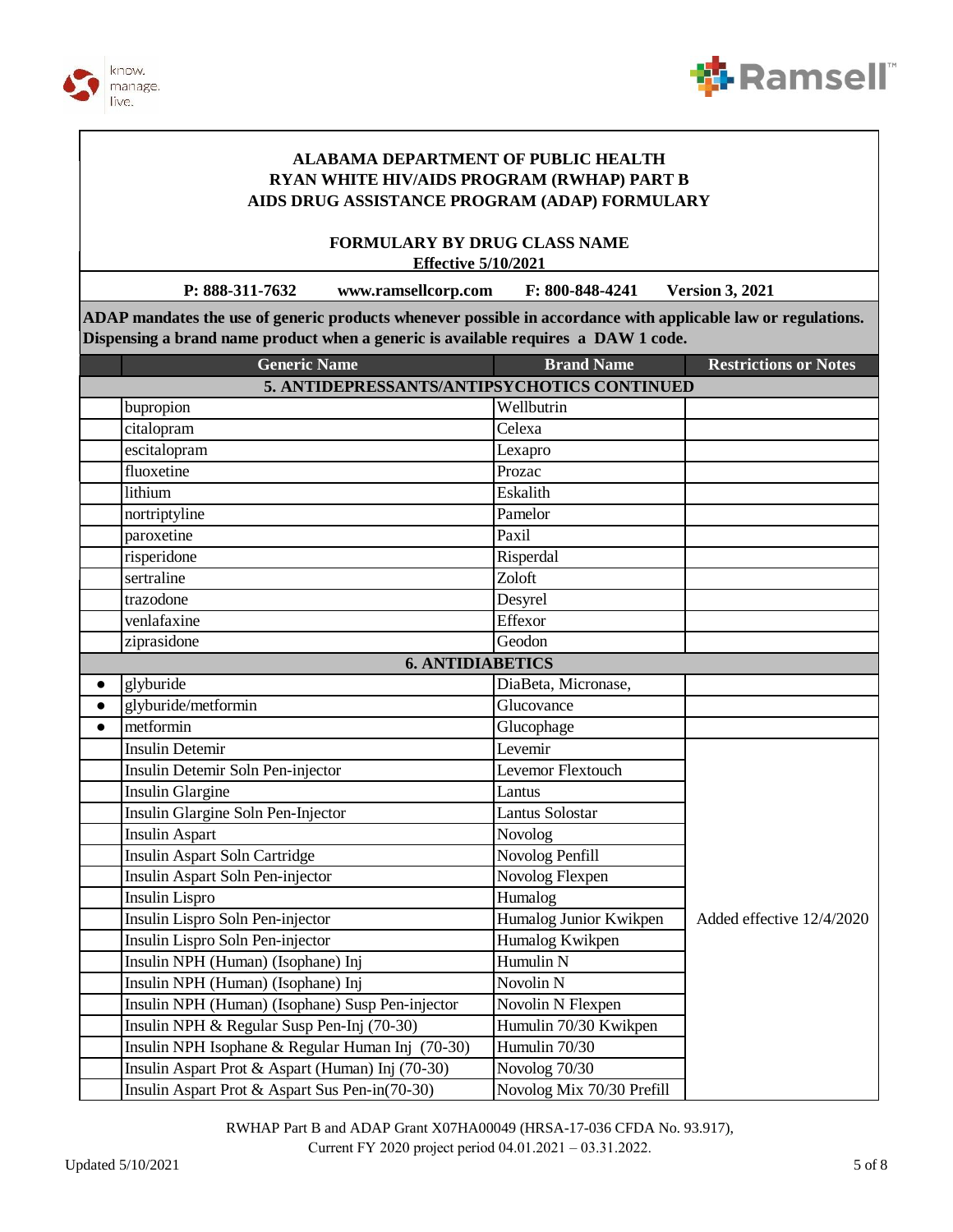**ALABAMA DEPARTMENT OF PUBLIC HEALTH**
**RYAN WHITE HIV/AIDS PROGRAM (RWHAP) PART B**
**AIDS DRUG ASSISTANCE PROGRAM (ADAP) FORMULARY**

**FORMULARY BY DRUG CLASS NAME**
**Effective 5/10/2021**

**P: 888-311-7632 www.ramsellcorp.com F: 800-848-4241 Version 3, 2021**

**ADAP mandates the use of generic products whenever possible in accordance with applicable law or regulations. Dispensing a brand name product when a generic is available requires a DAW 1 code.**

| | Generic Name | Brand Name | Restrictions or Notes |
|---|---|---|---|
| | **5. ANTIDEPRESSANTS/ANTIPSYCHOTICS CONTINUED** | | |
| | bupropion | Wellbutrin | |
| | citalopram | Celexa | |
| | escitalopram | Lexapro | |
| | fluoxetine | Prozac | |
| | lithium | Eskalith | |
| | nortriptyline | Pamelor | |
| | paroxetine | Paxil | |
| | risperidone | Risperdal | |
| | sertraline | Zoloft | |
| | trazodone | Desyrel | |
| | venlafaxine | Effexor | |
| | ziprasidone | Geodon | |
| | **6. ANTIDIABETICS** | | |
| ● | glyburide | DiaBeta, Micronase, | |
| ● | glyburide/metformin | Glucovance | |
| ● | metformin | Glucophage | |
| | Insulin Detemir | Levemir | Added effective 12/4/2020 |
| | Insulin Detemir Soln Pen-injector | Levemor Flextouch | |
| | Insulin Glargine | Lantus | |
| | Insulin Glargine Soln Pen-Injector | Lantus Solostar | |
| | Insulin Aspart | Novolog | |
| | Insulin Aspart Soln Cartridge | Novolog Penfill | |
| | Insulin Aspart Soln Pen-injector | Novolog Flexpen | |
| | Insulin Lispro | Humalog | |
| | Insulin Lispro Soln Pen-injector | Humalog Junior Kwikpen | |
| | Insulin Lispro Soln Pen-injector | Humalog Kwikpen | |
| | Insulin NPH (Human) (Isophane) Inj | Humulin N | |
| | Insulin NPH (Human) (Isophane) Inj | Novolin N | |
| | Insulin NPH (Human) (Isophane) Susp Pen-injector | Novolin N Flexpen | |
| | Insulin NPH & Regular Susp Pen-Inj (70-30) | Humulin 70/30 Kwikpen | |
| | Insulin NPH Isophane & Regular Human Inj (70-30) | Humulin 70/30 | |
| | Insulin Aspart Prot & Aspart (Human) Inj (70-30) | Novolog 70/30 | |
| | Insulin Aspart Prot & Aspart Sus Pen-in(70-30) | Novolog Mix 70/30 Prefill | |

RWHAP Part B and ADAP Grant X07HA00049 (HRSA-17-036 CFDA No. 93.917),
Current FY 2020 project period 04.01.2021 – 03.31.2022.

Updated 5/10/2021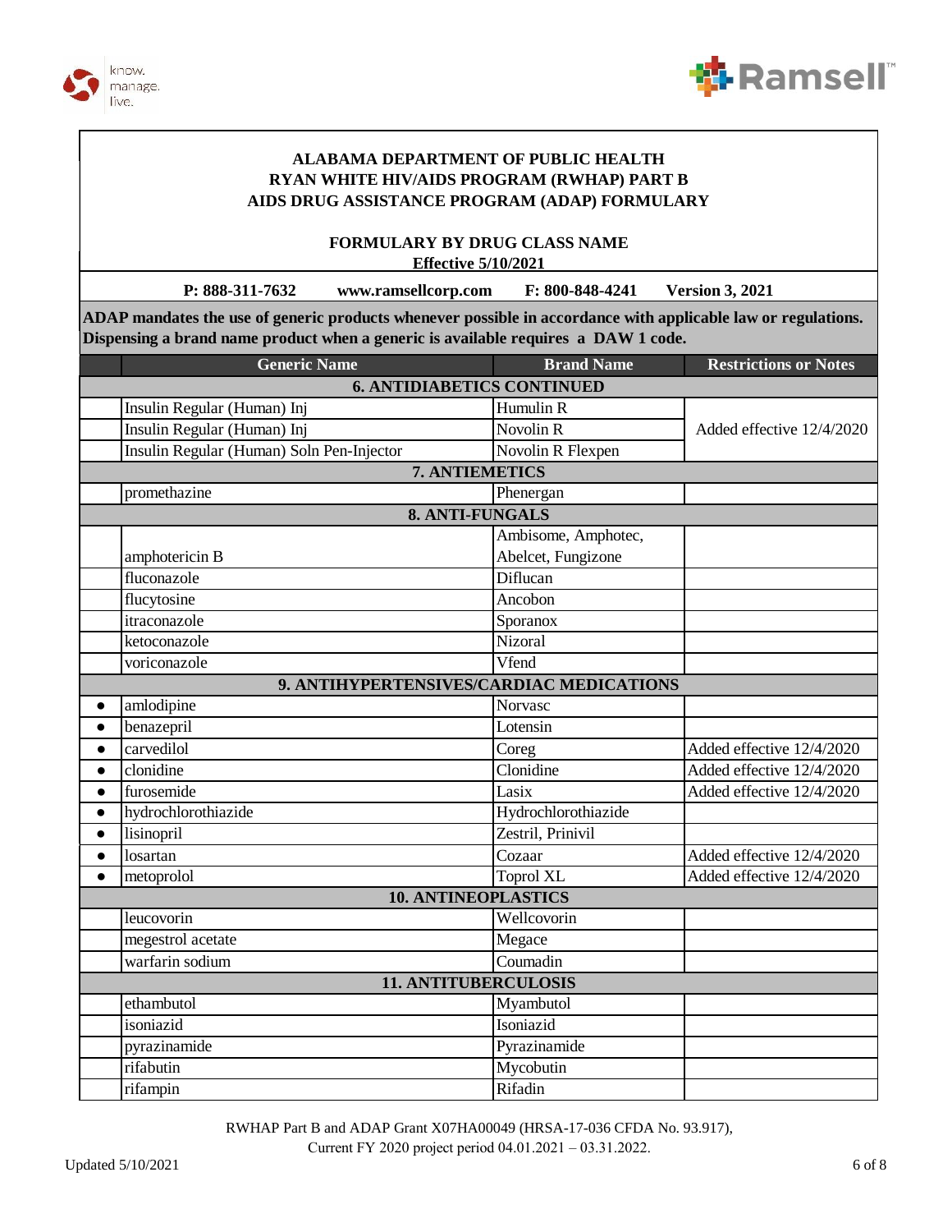**ALABAMA DEPARTMENT OF PUBLIC HEALTH**
**RYAN WHITE HIV/AIDS PROGRAM (RWHAP) PART B**
**AIDS DRUG ASSISTANCE PROGRAM (ADAP) FORMULARY**

**FORMULARY BY DRUG CLASS NAME**
**Effective 5/10/2021**

**P: 888-311-7632 www.ramsellcorp.com F: 800-848-4241 Version 3, 2021**

**ADAP mandates the use of generic products whenever possible in accordance with applicable law or regulations. Dispensing a brand name product when a generic is available requires a DAW 1 code.**

| | Generic Name | Brand Name | Restrictions or Notes |
|---|---|---|---|
| | **6. ANTIDIABETICS CONTINUED** | | |
| | Insulin Regular (Human) Inj | Humulin R | Added effective 12/4/2020 |
| | Insulin Regular (Human) Inj | Novolin R | |
| | Insulin Regular (Human) Soln Pen-Injector | Novolin R Flexpen | |
| | **7. ANTIEMETICS** | | |
| | promethazine | Phenergan | |
| | **8. ANTI-FUNGALS** | | |
| | amphotericin B | Ambisome, Amphotec, Abelcet, Fungizone | |
| | fluconazole | Diflucan | |
| | flucytosine | Ancobon | |
| | itraconazole | Sporanox | |
| | ketoconazole | Nizoral | |
| | voriconazole | Vfend | |
| | **9. ANTIHYPERTENSIVES/CARDIAC MEDICATIONS** | | |
| ● | amlodipine | Norvasc | |
| ● | benazepril | Lotensin | |
| ● | carvedilol | Coreg | Added effective 12/4/2020 |
| ● | clonidine | Clonidine | Added effective 12/4/2020 |
| ● | furosemide | Lasix | Added effective 12/4/2020 |
| ● | hydrochlorothiazide | Hydrochlorothiazide | |
| ● | lisinopril | Zestril, Prinivil | |
| ● | losartan | Cozaar | Added effective 12/4/2020 |
| ● | metoprolol | Toprol XL | Added effective 12/4/2020 |
| | **10. ANTINEOPLASTICS** | | |
| | leucovorin | Wellcovorin | |
| | megestrol acetate | Megace | |
| | warfarin sodium | Coumadin | |
| | **11. ANTITUBERCULOSIS** | | |
| | ethambutol | Myambutol | |
| | isoniazid | Isoniazid | |
| | pyrazinamide | Pyrazinamide | |
| | rifabutin | Mycobutin | |
| | rifampin | Rifadin | |

RWHAP Part B and ADAP Grant X07HA00049 (HRSA-17-036 CFDA No. 93.917),
Current FY 2020 project period 04.01.2021 – 03.31.2022.

Updated 5/10/2021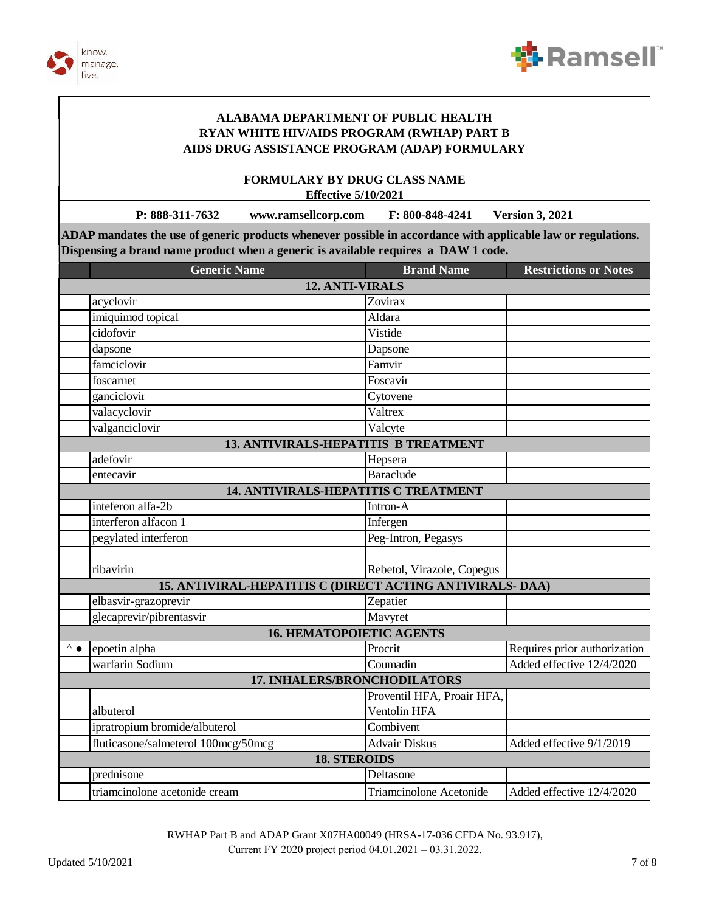# ALABAMA DEPARTMENT OF PUBLIC HEALTH
# RYAN WHITE HIV/AIDS PROGRAM (RWHAP) PART B
# AIDS DRUG ASSISTANCE PROGRAM (ADAP) FORMULARY

## FORMULARY BY DRUG CLASS NAME

**Effective 5/10/2021**

**P: 888-311-7632 www.ramsellcorp.com F: 800-848-4241 Version 3, 2021**

**ADAP mandates the use of generic products whenever possible in accordance with applicable law or regulations. Dispensing a brand name product when a generic is available requires a DAW 1 code.**

| | Generic Name | Brand Name | Restrictions or Notes |
|---|---|---|---|
| | **12. ANTI-VIRALS** | | |
| | acyclovir | Zovirax | |
| | imiquimod topical | Aldara | |
| | cidofovir | Vistide | |
| | dapsone | Dapsone | |
| | famciclovir | Famvir | |
| | foscarnet | Foscavir | |
| | ganciclovir | Cytovene | |
| | valacyclovir | Valtrex | |
| | valganciclovir | Valcyte | |
| | **13. ANTIVIRALS-HEPATITIS B TREATMENT** | | |
| | adefovir | Hepsera | |
| | entecavir | Baraclude | |
| | **14. ANTIVIRALS-HEPATITIS C TREATMENT** | | |
| | inteferon alfa-2b | Intron-A | |
| | interferon alfacon 1 | Infergen | |
| | pegylated interferon | Peg-Intron, Pegasys | |
| | ribavirin | Rebetol, Virazole, Copegus | |
| | **15. ANTIVIRAL-HEPATITIS C (DIRECT ACTING ANTIVIRALS- DAA)** | | |
| | elbasvir-grazoprevir | Zepatier | |
| | glecaprevir/pibrentasvir | Mavyret | |
| | **16. HEMATOPOIETIC AGENTS** | | |
| ^ ● | epoetin alpha | Procrit | Requires prior authorization |
| | warfarin Sodium | Coumadin | Added effective 12/4/2020 |
| | **17. INHALERS/BRONCHODILATORS** | | |
| | albuterol | Proventil HFA, Proair HFA, Ventolin HFA | |
| | ipratropium bromide/albuterol | Combivent | |
| | fluticasone/salmeterol 100mcg/50mcg | Advair Diskus | Added effective 9/1/2019 |
| | **18. STEROIDS** | | |
| | prednisone | Deltasone | |
| | triamcinolone acetonide cream | Triamcinolone Acetonide | Added effective 12/4/2020 |

RWHAP Part B and ADAP Grant X07HA00049 (HRSA-17-036 CFDA No. 93.917),
Current FY 2020 project period 04.01.2021 – 03.31.2022.

Updated 5/10/2021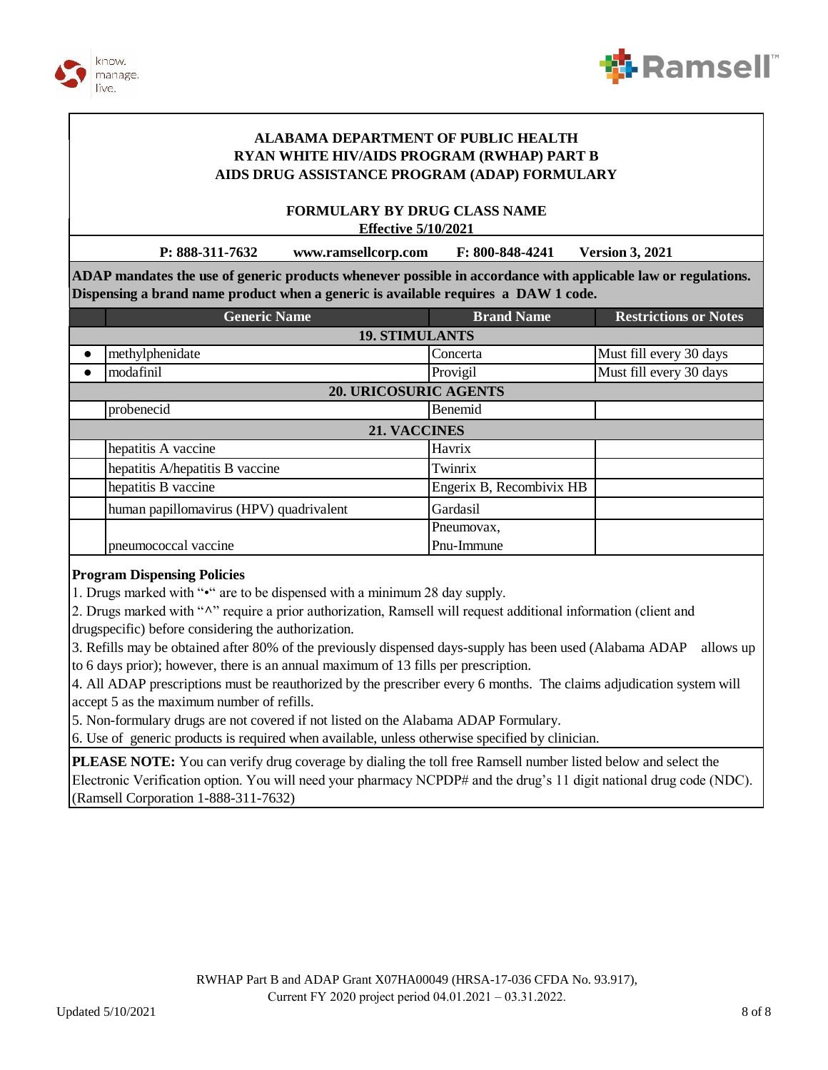**ALABAMA DEPARTMENT OF PUBLIC HEALTH**
**RYAN WHITE HIV/AIDS PROGRAM (RWHAP) PART B**
**AIDS DRUG ASSISTANCE PROGRAM (ADAP) FORMULARY**

**FORMULARY BY DRUG CLASS NAME**
**Effective 5/10/2021**

**P: 888-311-7632 www.ramsellcorp.com F: 800-848-4241 Version 3, 2021**

**ADAP mandates the use of generic products whenever possible in accordance with applicable law or regulations. Dispensing a brand name product when a generic is available requires a DAW 1 code.**

| | Generic Name | Brand Name | Restrictions or Notes |
|---|---|---|---|
| | **19. STIMULANTS** | | |
| ● | methylphenidate | Concerta | Must fill every 30 days |
| ● | modafinil | Provigil | Must fill every 30 days |
| | **20. URICOSURIC AGENTS** | | |
| | probenecid | Benemid | |
| | **21. VACCINES** | | |
| | hepatitis A vaccine | Havrix | |
| | hepatitis A/hepatitis B vaccine | Twinrix | |
| | hepatitis B vaccine | Engerix B, Recombivix HB | |
| | human papillomavirus (HPV) quadrivalent | Gardasil | |
| | pneumococcal vaccine | Pneumovax, Pnu-Immune | |

**Program Dispensing Policies**

1. Drugs marked with "•" are to be dispensed with a minimum 28 day supply.
2. Drugs marked with "^" require a prior authorization, Ramsell will request additional information (client and drugspecific) before considering the authorization.
3. Refills may be obtained after 80% of the previously dispensed days-supply has been used (Alabama ADAP allows up to 6 days prior); however, there is an annual maximum of 13 fills per prescription.
4. All ADAP prescriptions must be reauthorized by the prescriber every 6 months. The claims adjudication system will accept 5 as the maximum number of refills.
5. Non-formulary drugs are not covered if not listed on the Alabama ADAP Formulary.
6. Use of generic products is required when available, unless otherwise specified by clinician.

**PLEASE NOTE:** You can verify drug coverage by dialing the toll free Ramsell number listed below and select the Electronic Verification option. You will need your pharmacy NCPDP# and the drug's 11 digit national drug code (NDC). (Ramsell Corporation 1-888-311-7632)

RWHAP Part B and ADAP Grant X07HA00049 (HRSA-17-036 CFDA No. 93.917),
Current FY 2020 project period 04.01.2021 – 03.31.2022.

Updated 5/10/2021